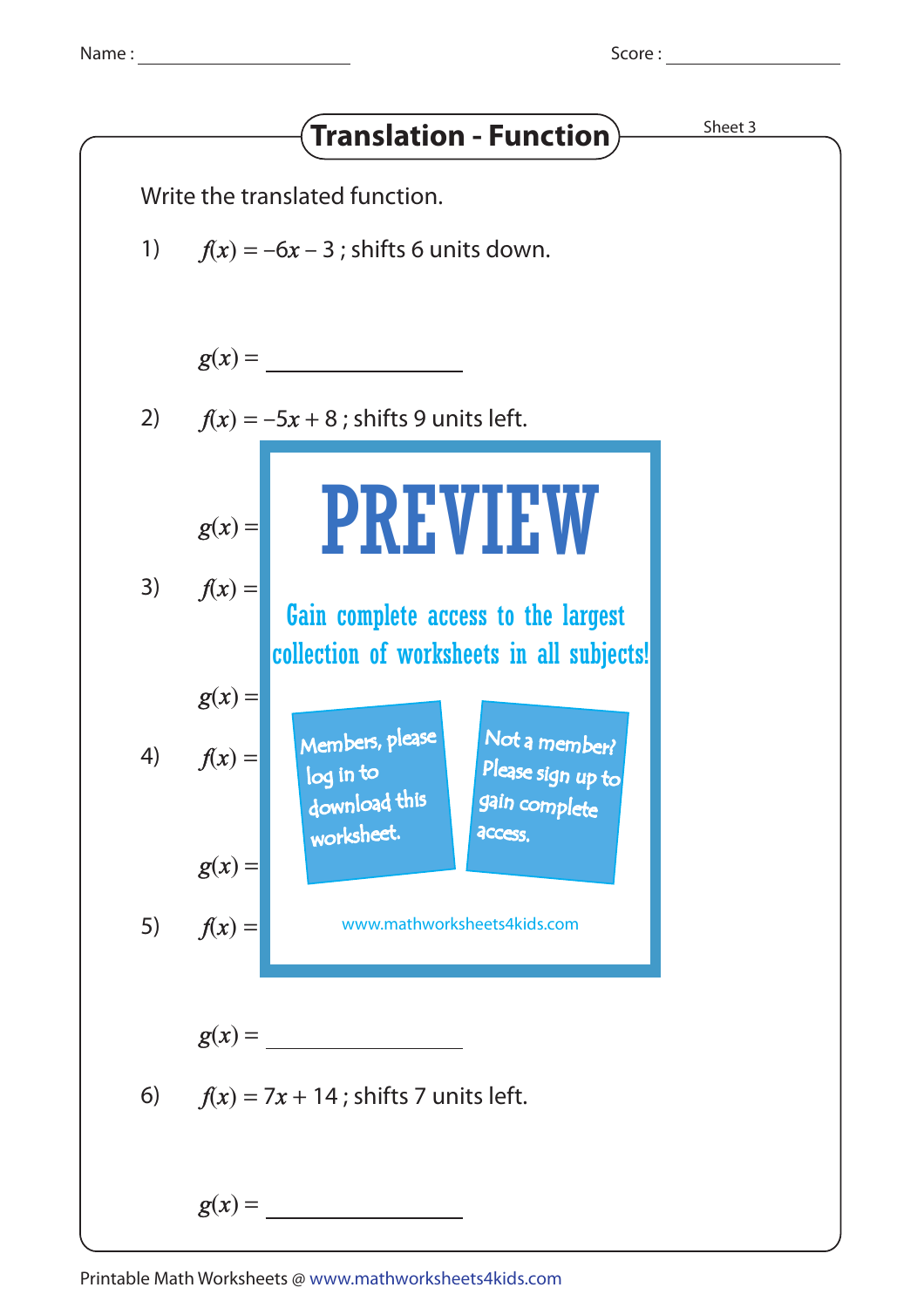Name : ____________________ Score : ____________________

# Translation - Function

Sheet 3

Write the translated function.

1) $f(x) = -6x - 3$ ; shifts 6 units down.

$g(x) =$ ____________________

2) $f(x) = -5x + 8$ ; shifts 9 units left.

$g(x) =$

**PREVIEW**

Gain complete access to the largest collection of worksheets in all subjects!

Members, please log in to download this worksheet.

Not a member? Please sign up to gain complete access.

www.mathworksheets4kids.com

3) $f(x) =$

$g(x) =$

4) $f(x) =$

$g(x) =$

5) $f(x) =$

$g(x) =$ ____________________

6) $f(x) = 7x + 14$ ; shifts 7 units left.

$g(x) =$ ____________________

Printable Math Worksheets @ www.mathworksheets4kids.com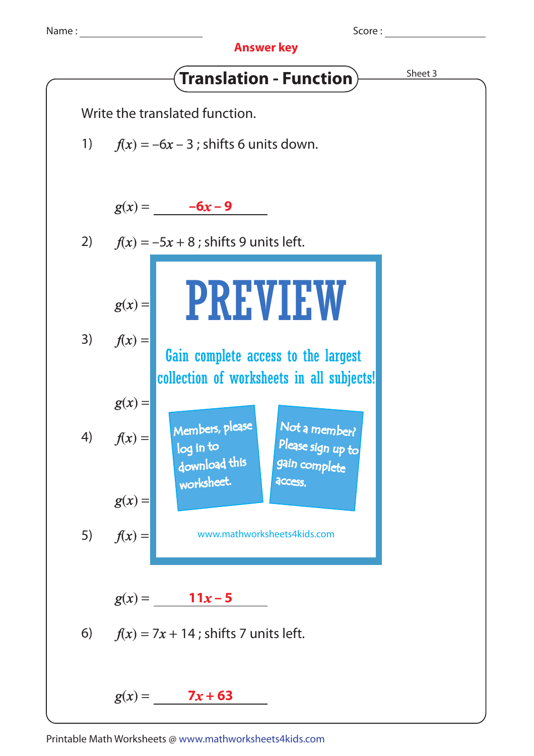Name : ________________ Score : ________________

Answer key

# Translation - Function

Sheet 3

Write the translated function.

1) $f(x) = -6x - 3$ ; shifts 6 units down.

$g(x) =$ $-6x - 9$

2) $f(x) = -5x + 8$ ; shifts 9 units left.

$g(x) =$

**PREVIEW**

Gain complete access to the largest collection of worksheets in all subjects!

Members, please log in to download this worksheet.

Not a member? Please sign up to gain complete access.

www.mathworksheets4kids.com

3) $f(x) =$

$g(x) =$

4) $f(x) =$

$g(x) =$

5) $f(x) =$

$g(x) =$ $11x - 5$

6) $f(x) = 7x + 14$ ; shifts 7 units left.

$g(x) =$ $7x + 63$

Printable Math Worksheets @ www.mathworksheets4kids.com